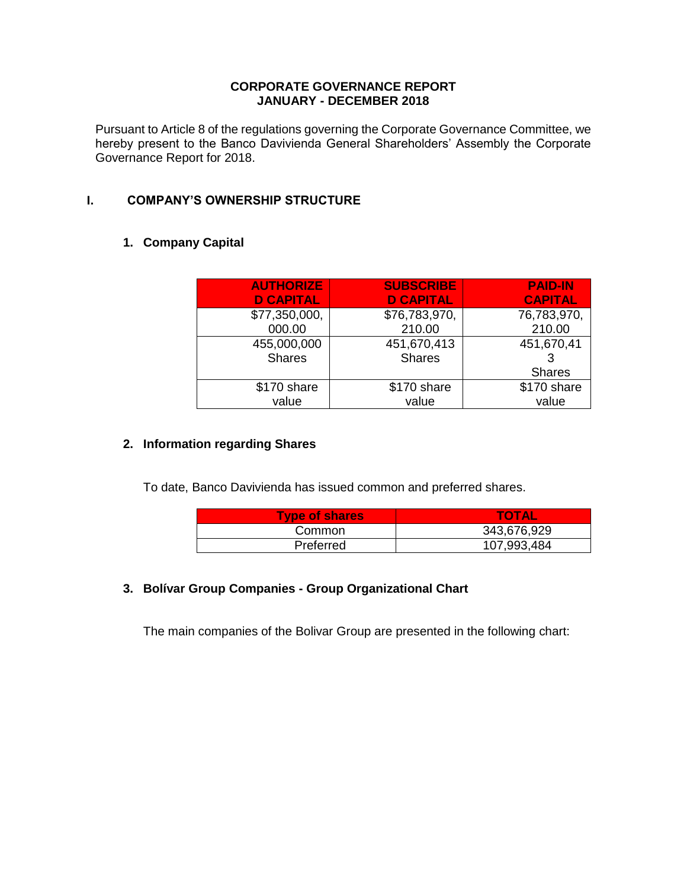# CORPORATE GOVERNANCE REPORT
## JANUARY - DECEMBER 2018

Pursuant to Article 8 of the regulations governing the Corporate Governance Committee, we hereby present to the Banco Davivienda General Shareholders' Assembly the Corporate Governance Report for 2018.

## I. COMPANY'S OWNERSHIP STRUCTURE

### 1. Company Capital

| AUTHORIZED CAPITAL | SUBSCRIBED CAPITAL | PAID-IN CAPITAL |
|---|---|---|
| $77,350,000,000.00 | $76,783,970,210.00 | 76,783,970,210.00 |
| 455,000,000 Shares | 451,670,413 Shares | 451,670,413 Shares |
| $170 share value | $170 share value | $170 share value |

### 2. Information regarding Shares

To date, Banco Davivienda has issued common and preferred shares.

| Type of shares | TOTAL |
|---|---|
| Common | 343,676,929 |
| Preferred | 107,993,484 |

### 3. Bolívar Group Companies - Group Organizational Chart

The main companies of the Bolivar Group are presented in the following chart: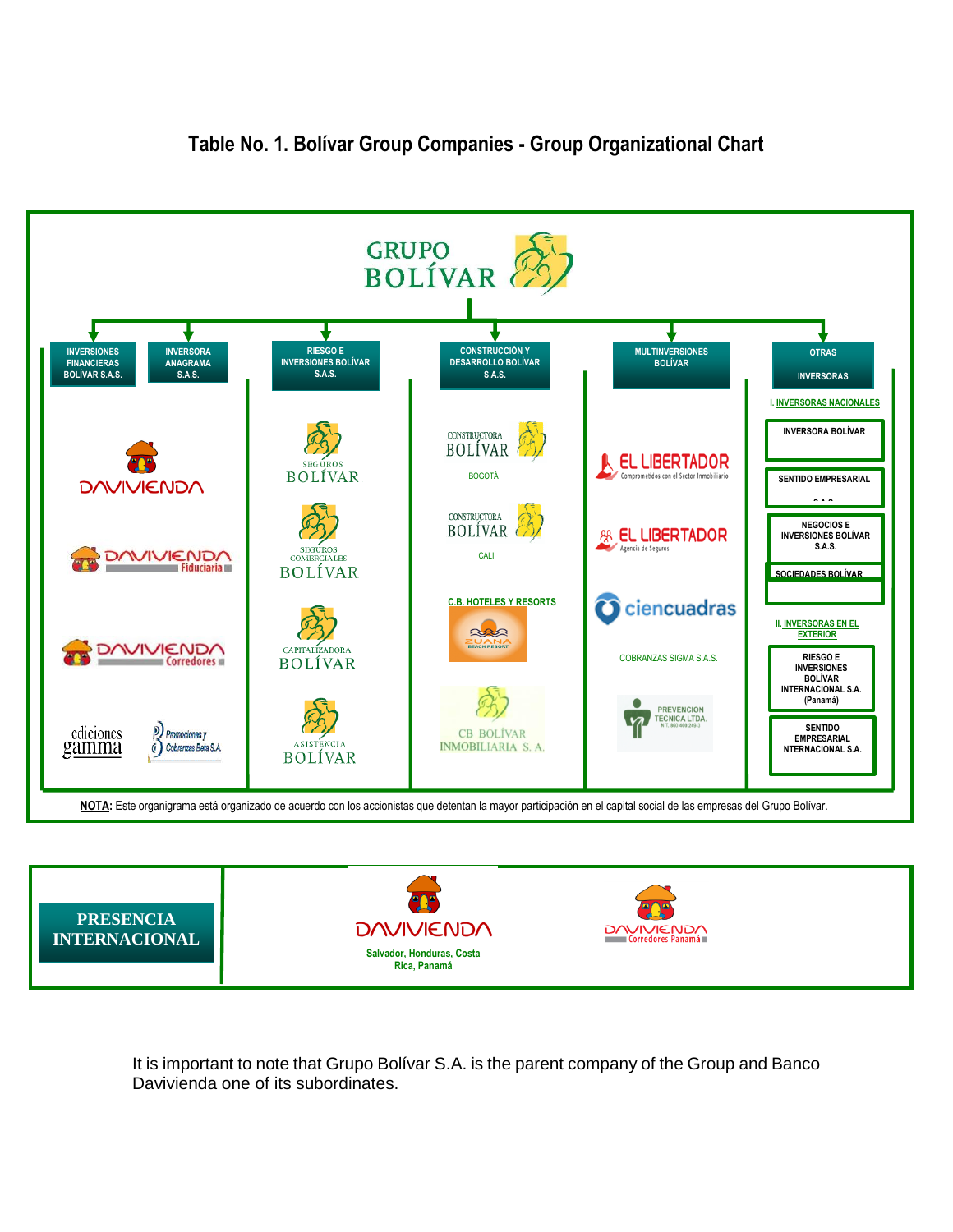# Table No. 1. Bolívar Group Companies - Group Organizational Chart

**GRUPO BOLÍVAR**

| INVERSIONES FINANCIERAS BOLÍVAR S.A.S. / INVERSORA ANAGRAMA S.A.S. | RIESGO E INVERSIONES BOLÍVAR S.A.S. | CONSTRUCCIÓN Y DESARROLLO BOLÍVAR S.A.S. | MULTINVERSIONES BOLÍVAR | OTRAS INVERSORAS |
|---|---|---|---|---|
| DAVIVIENDA | SEGUROS BOLÍVAR | CONSTRUCTORA BOLÍVAR BOGOTÁ | EL LIBERTADOR Comprometidos con el Sector Inmobiliario | I. INVERSORAS NACIONALES |
| DAVIVIENDA Fiduciaria | SEGUROS COMERCIALES BOLÍVAR | CONSTRUCTORA BOLÍVAR CALI | EL LIBERTADOR Agencia de Seguros | INVERSORA BOLÍVAR |
| DAVIVIENDA Corredores | CAPITALIZADORA BOLÍVAR | C.B. HOTELES Y RESORTS (ZUANA BEACH RESORT) | ciencuadras | SENTIDO EMPRESARIAL S.A.S. |
| ediciones gamma | ASISTENCIA BOLÍVAR | CB BOLÍVAR INMOBILIARIA S. A. | COBRANZAS SIGMA S.A.S. | NEGOCIOS E INVERSIONES BOLÍVAR S.A.S. |
| Promociones y Cobranzas Beta S.A. | | | PREVENCION TECNICA LTDA. | SOCIEDADES BOLÍVAR |
| | | | | II. INVERSORAS EN EL EXTERIOR |
| | | | | RIESGO E INVERSIONES BOLÍVAR INTERNACIONAL S.A. (Panamá) |
| | | | | SENTIDO EMPRESARIAL INTERNACIONAL S.A. |

**NOTA:** Este organigrama está organizado de acuerdo con los accionistas que detentan la mayor participación en el capital social de las empresas del Grupo Bolívar.

| PRESENCIA INTERNACIONAL | |
|---|---|
| DAVIVIENDA – Salvador, Honduras, Costa Rica, Panamá | DAVIVIENDA Corredores Panamá |

It is important to note that Grupo Bolívar S.A. is the parent company of the Group and Banco Davivienda one of its subordinates.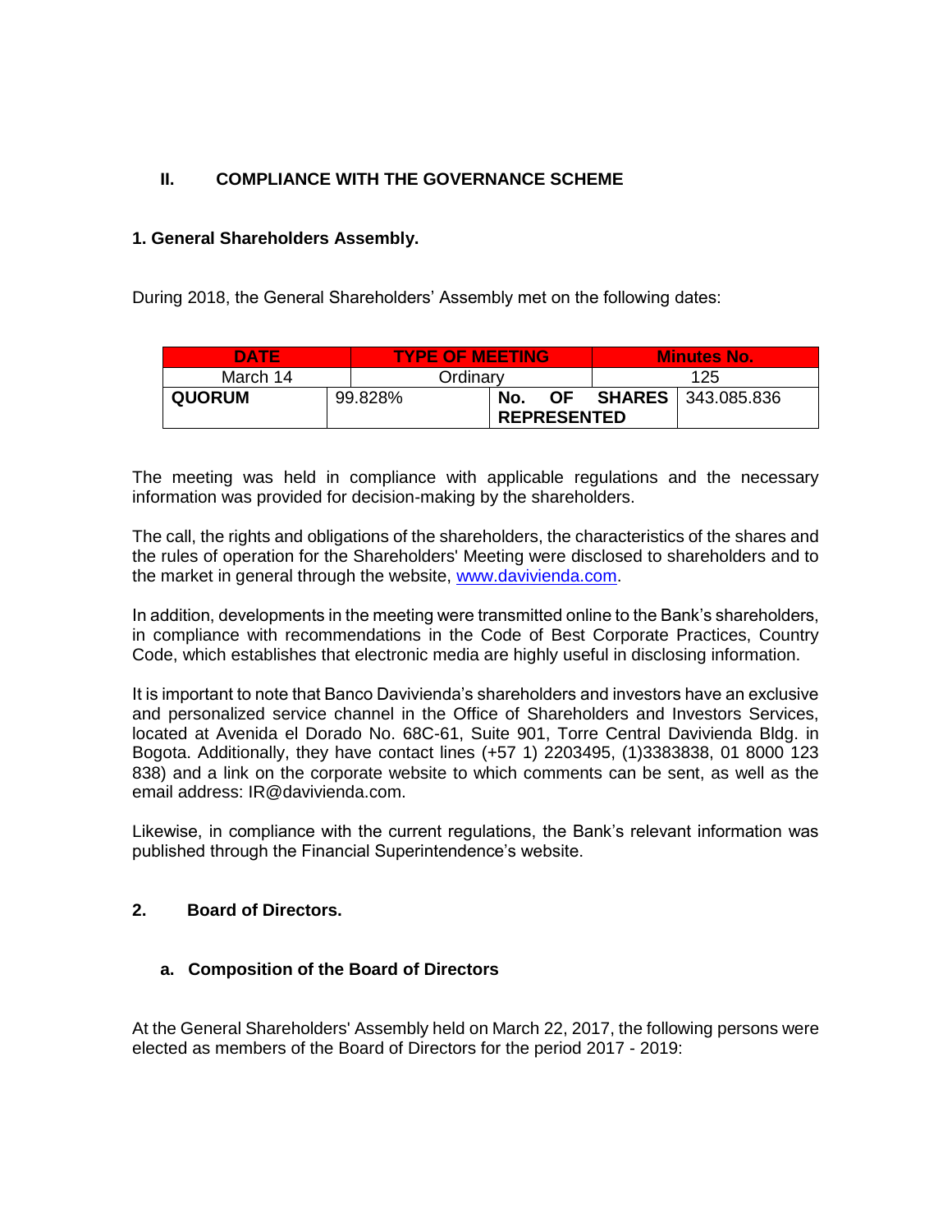## II. COMPLIANCE WITH THE GOVERNANCE SCHEME

### 1. General Shareholders Assembly.

During 2018, the General Shareholders' Assembly met on the following dates:

| DATE | TYPE OF MEETING | | Minutes No. |
|---|---|---|---|
| March 14 | Ordinary | | 125 |
| **QUORUM** | 99.828% | **No. OF SHARES REPRESENTED** | 343.085.836 |

The meeting was held in compliance with applicable regulations and the necessary information was provided for decision-making by the shareholders.

The call, the rights and obligations of the shareholders, the characteristics of the shares and the rules of operation for the Shareholders' Meeting were disclosed to shareholders and to the market in general through the website, www.davivienda.com.

In addition, developments in the meeting were transmitted online to the Bank's shareholders, in compliance with recommendations in the Code of Best Corporate Practices, Country Code, which establishes that electronic media are highly useful in disclosing information.

It is important to note that Banco Davivienda's shareholders and investors have an exclusive and personalized service channel in the Office of Shareholders and Investors Services, located at Avenida el Dorado No. 68C-61, Suite 901, Torre Central Davivienda Bldg. in Bogota. Additionally, they have contact lines (+57 1) 2203495, (1)3383838, 01 8000 123 838) and a link on the corporate website to which comments can be sent, as well as the email address: IR@davivienda.com.

Likewise, in compliance with the current regulations, the Bank's relevant information was published through the Financial Superintendence's website.

### 2. Board of Directors.

#### a. Composition of the Board of Directors

At the General Shareholders' Assembly held on March 22, 2017, the following persons were elected as members of the Board of Directors for the period 2017 - 2019: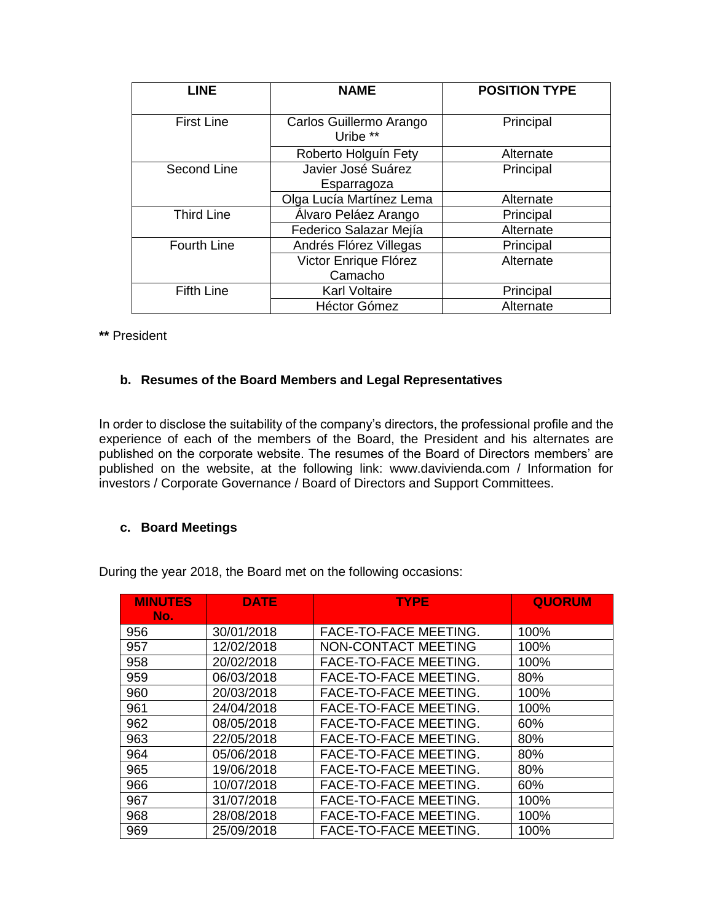| LINE | NAME | POSITION TYPE |
|---|---|---|
| First Line | Carlos Guillermo Arango Uribe ** | Principal |
| | Roberto Holguín Fety | Alternate |
| Second Line | Javier José Suárez Esparragoza | Principal |
| | Olga Lucía Martínez Lema | Alternate |
| Third Line | Álvaro Peláez Arango | Principal |
| | Federico Salazar Mejía | Alternate |
| Fourth Line | Andrés Flórez Villegas | Principal |
| | Victor Enrique Flórez Camacho | Alternate |
| Fifth Line | Karl Voltaire | Principal |
| | Héctor Gómez | Alternate |

**\*\*** President

### b. Resumes of the Board Members and Legal Representatives

In order to disclose the suitability of the company's directors, the professional profile and the experience of each of the members of the Board, the President and his alternates are published on the corporate website. The resumes of the Board of Directors members' are published on the website, at the following link: www.davivienda.com / Information for investors / Corporate Governance / Board of Directors and Support Committees.

### c. Board Meetings

During the year 2018, the Board met on the following occasions:

| MINUTES No. | DATE | TYPE | QUORUM |
|---|---|---|---|
| 956 | 30/01/2018 | FACE-TO-FACE MEETING. | 100% |
| 957 | 12/02/2018 | NON-CONTACT MEETING | 100% |
| 958 | 20/02/2018 | FACE-TO-FACE MEETING. | 100% |
| 959 | 06/03/2018 | FACE-TO-FACE MEETING. | 80% |
| 960 | 20/03/2018 | FACE-TO-FACE MEETING. | 100% |
| 961 | 24/04/2018 | FACE-TO-FACE MEETING. | 100% |
| 962 | 08/05/2018 | FACE-TO-FACE MEETING. | 60% |
| 963 | 22/05/2018 | FACE-TO-FACE MEETING. | 80% |
| 964 | 05/06/2018 | FACE-TO-FACE MEETING. | 80% |
| 965 | 19/06/2018 | FACE-TO-FACE MEETING. | 80% |
| 966 | 10/07/2018 | FACE-TO-FACE MEETING. | 60% |
| 967 | 31/07/2018 | FACE-TO-FACE MEETING. | 100% |
| 968 | 28/08/2018 | FACE-TO-FACE MEETING. | 100% |
| 969 | 25/09/2018 | FACE-TO-FACE MEETING. | 100% |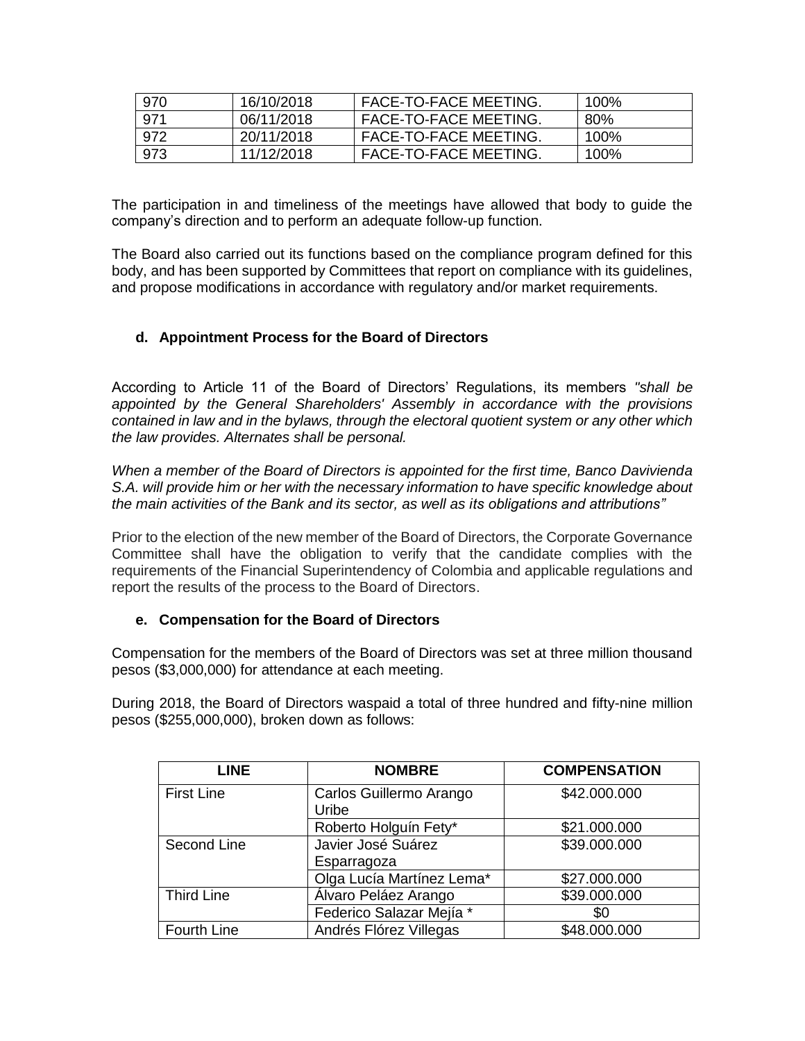| 970 | 16/10/2018 | FACE-TO-FACE MEETING. | 100% |
|---|---|---|---|
| 971 | 06/11/2018 | FACE-TO-FACE MEETING. | 80% |
| 972 | 20/11/2018 | FACE-TO-FACE MEETING. | 100% |
| 973 | 11/12/2018 | FACE-TO-FACE MEETING. | 100% |

The participation in and timeliness of the meetings have allowed that body to guide the company's direction and to perform an adequate follow-up function.

The Board also carried out its functions based on the compliance program defined for this body, and has been supported by Committees that report on compliance with its guidelines, and propose modifications in accordance with regulatory and/or market requirements.

### d. Appointment Process for the Board of Directors

According to Article 11 of the Board of Directors' Regulations, its members *"shall be appointed by the General Shareholders' Assembly in accordance with the provisions contained in law and in the bylaws, through the electoral quotient system or any other which the law provides. Alternates shall be personal.*

*When a member of the Board of Directors is appointed for the first time, Banco Davivienda S.A. will provide him or her with the necessary information to have specific knowledge about the main activities of the Bank and its sector, as well as its obligations and attributions"*

Prior to the election of the new member of the Board of Directors, the Corporate Governance Committee shall have the obligation to verify that the candidate complies with the requirements of the Financial Superintendency of Colombia and applicable regulations and report the results of the process to the Board of Directors.

### e. Compensation for the Board of Directors

Compensation for the members of the Board of Directors was set at three million thousand pesos ($3,000,000) for attendance at each meeting.

During 2018, the Board of Directors waspaid a total of three hundred and fifty-nine million pesos ($255,000,000), broken down as follows:

| LINE | NOMBRE | COMPENSATION |
|---|---|---|
| First Line | Carlos Guillermo Arango Uribe | $42.000.000 |
| | Roberto Holguín Fety* | $21.000.000 |
| Second Line | Javier José Suárez Esparragoza | $39.000.000 |
| | Olga Lucía Martínez Lema* | $27.000.000 |
| Third Line | Álvaro Peláez Arango | $39.000.000 |
| | Federico Salazar Mejía * | $0 |
| Fourth Line | Andrés Flórez Villegas | $48.000.000 |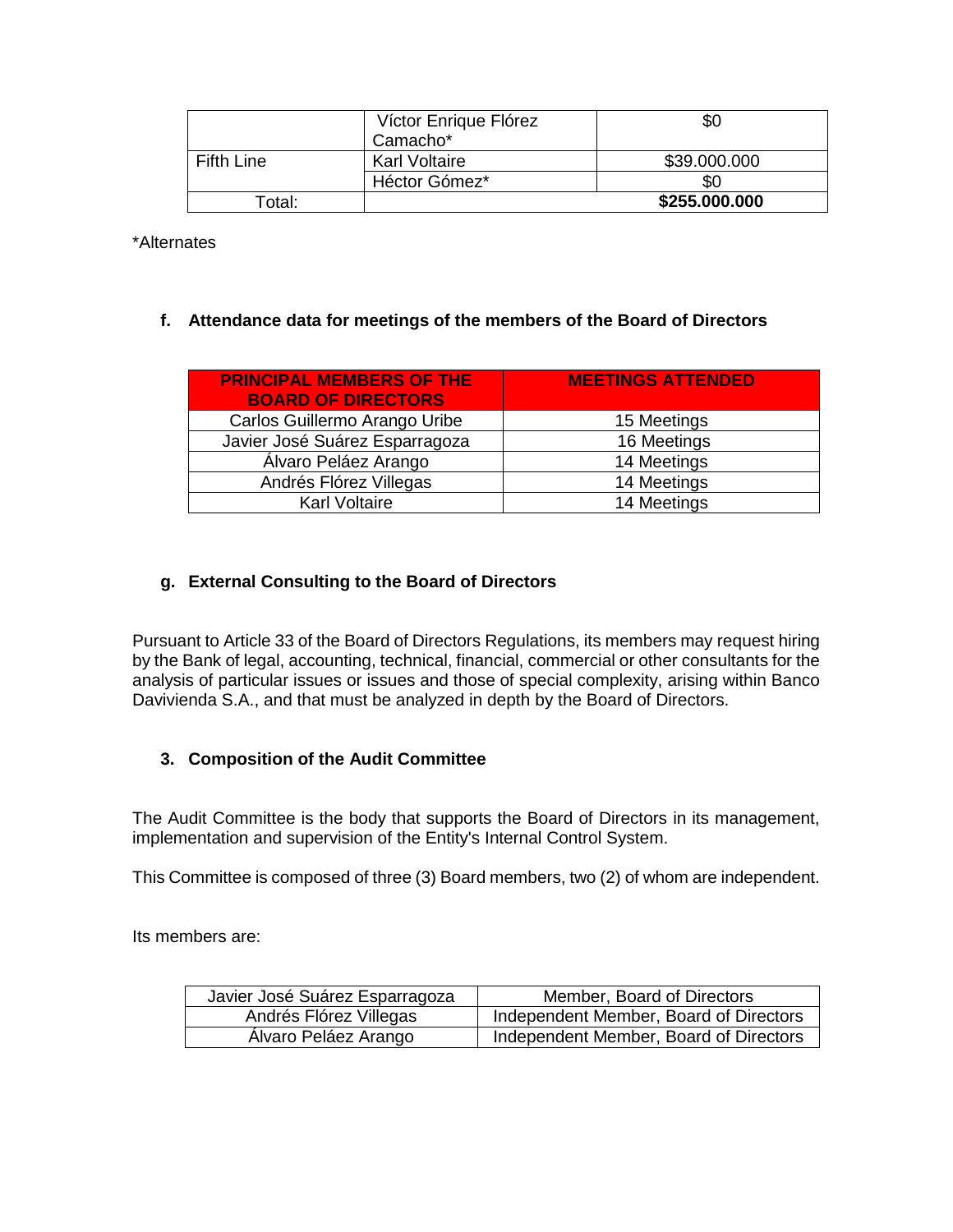| | | |
|---|---|---|
| | Víctor Enrique Flórez Camacho* | $0 |
| Fifth Line | Karl Voltaire | $39.000.000 |
| | Héctor Gómez* | $0 |
| Total: | | **$255.000.000** |

*Alternates

#### f. Attendance data for meetings of the members of the Board of Directors

| PRINCIPAL MEMBERS OF THE BOARD OF DIRECTORS | MEETINGS ATTENDED |
|---|---|
| Carlos Guillermo Arango Uribe | 15 Meetings |
| Javier José Suárez Esparragoza | 16 Meetings |
| Álvaro Peláez Arango | 14 Meetings |
| Andrés Flórez Villegas | 14 Meetings |
| Karl Voltaire | 14 Meetings |

#### g. External Consulting to the Board of Directors

Pursuant to Article 33 of the Board of Directors Regulations, its members may request hiring by the Bank of legal, accounting, technical, financial, commercial or other consultants for the analysis of particular issues or issues and those of special complexity, arising within Banco Davivienda S.A., and that must be analyzed in depth by the Board of Directors.

### 3. Composition of the Audit Committee

The Audit Committee is the body that supports the Board of Directors in its management, implementation and supervision of the Entity's Internal Control System.

This Committee is composed of three (3) Board members, two (2) of whom are independent.

Its members are:

| | |
|---|---|
| Javier José Suárez Esparragoza | Member, Board of Directors |
| Andrés Flórez Villegas | Independent Member, Board of Directors |
| Álvaro Peláez Arango | Independent Member, Board of Directors |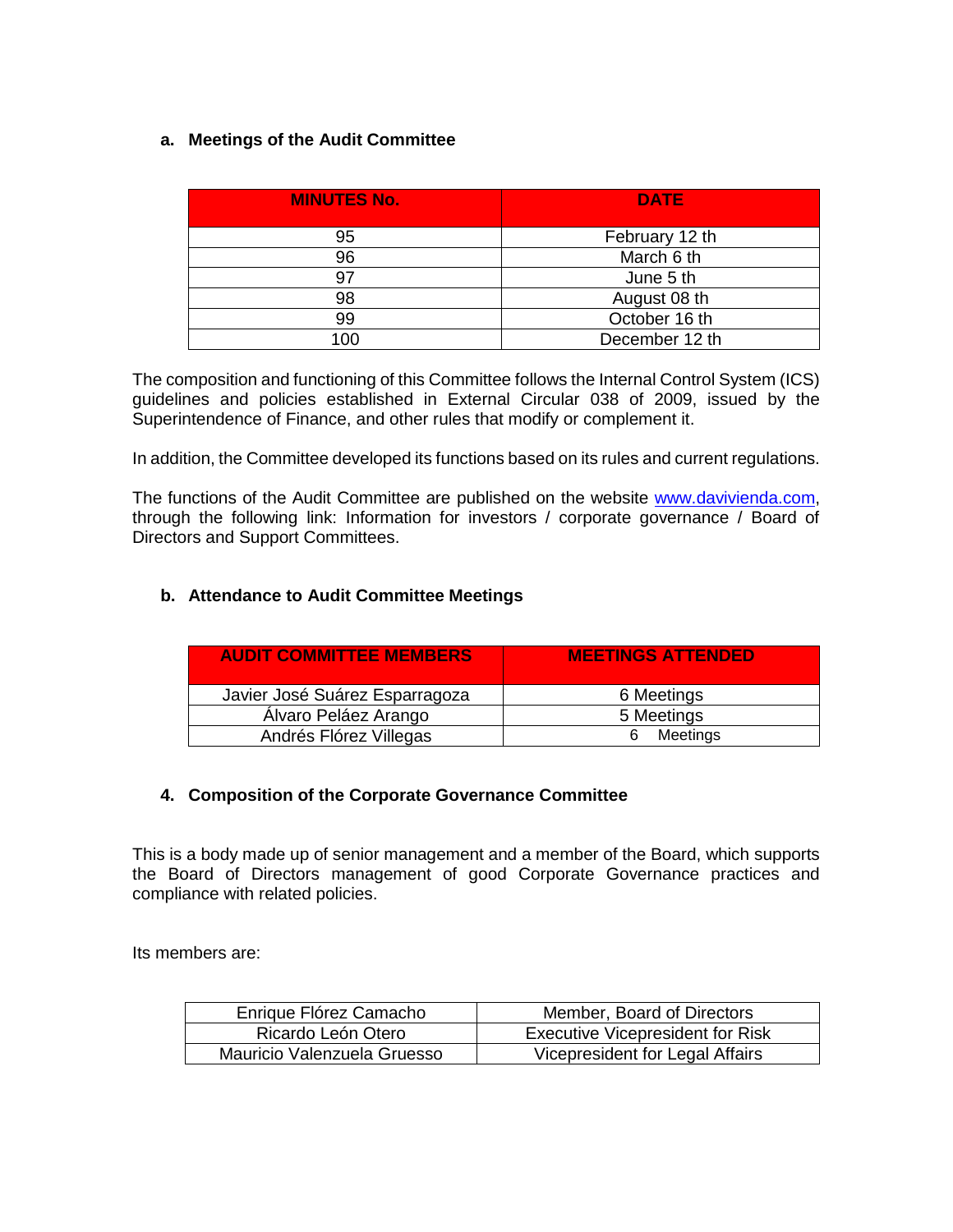**a. Meetings of the Audit Committee**

| MINUTES No. | DATE |
|---|---|
| 95 | February 12 th |
| 96 | March 6 th |
| 97 | June 5 th |
| 98 | August 08 th |
| 99 | October 16 th |
| 100 | December 12 th |

The composition and functioning of this Committee follows the Internal Control System (ICS) guidelines and policies established in External Circular 038 of 2009, issued by the Superintendence of Finance, and other rules that modify or complement it.

In addition, the Committee developed its functions based on its rules and current regulations.

The functions of the Audit Committee are published on the website www.davivienda.com, through the following link: Information for investors / corporate governance / Board of Directors and Support Committees.

**b. Attendance to Audit Committee Meetings**

| AUDIT COMMITTEE MEMBERS | MEETINGS ATTENDED |
|---|---|
| Javier José Suárez Esparragoza | 6 Meetings |
| Álvaro Peláez Arango | 5 Meetings |
| Andrés Flórez Villegas | 6 Meetings |

**4. Composition of the Corporate Governance Committee**

This is a body made up of senior management and a member of the Board, which supports the Board of Directors management of good Corporate Governance practices and compliance with related policies.

Its members are:

| | |
|---|---|
| Enrique Flórez Camacho | Member, Board of Directors |
| Ricardo León Otero | Executive Vicepresident for Risk |
| Mauricio Valenzuela Gruesso | Vicepresident for Legal Affairs |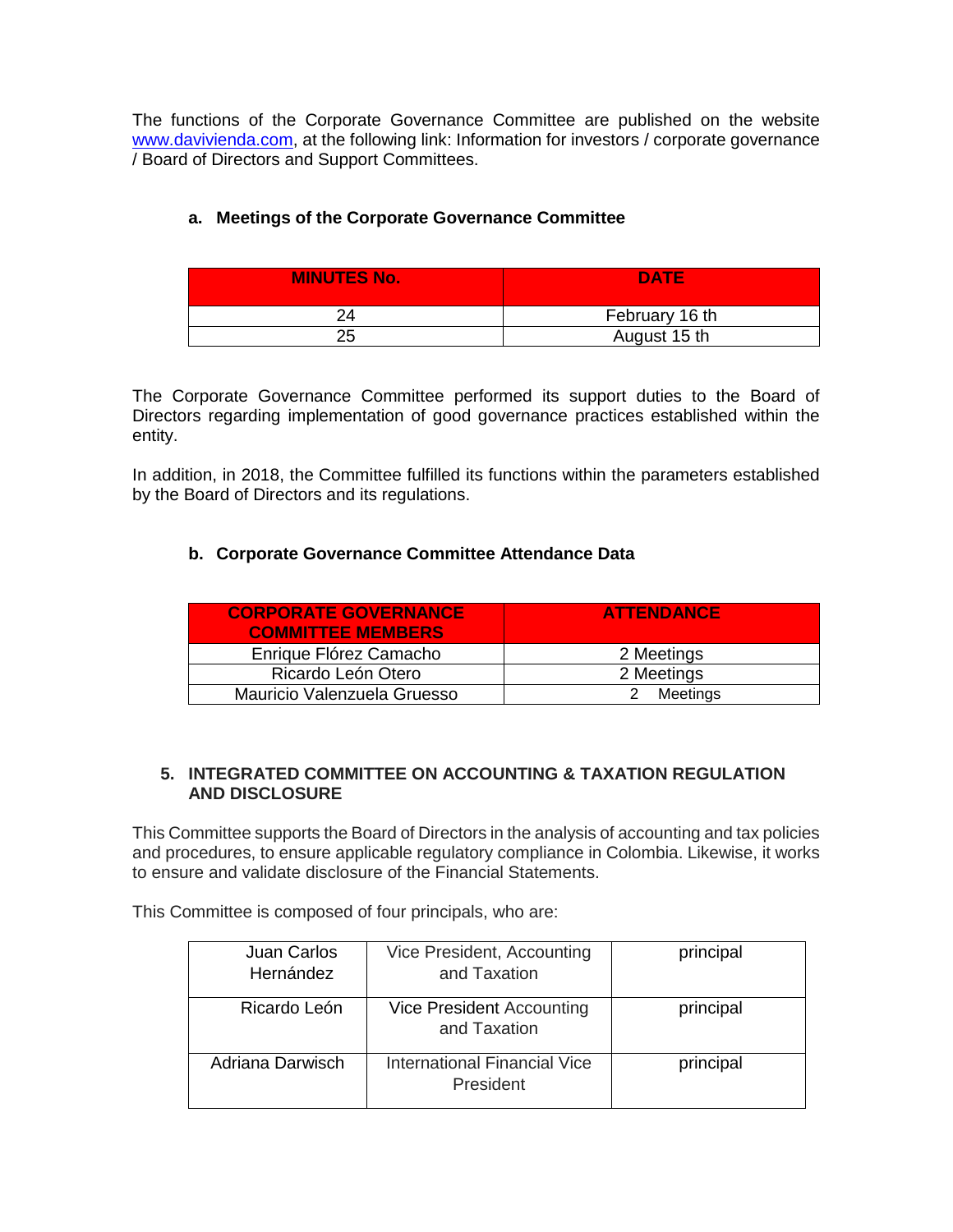The functions of the Corporate Governance Committee are published on the website www.davivienda.com, at the following link: Information for investors / corporate governance / Board of Directors and Support Committees.

### a. Meetings of the Corporate Governance Committee

| MINUTES No. | DATE |
|---|---|
| 24 | February 16 th |
| 25 | August 15 th |

The Corporate Governance Committee performed its support duties to the Board of Directors regarding implementation of good governance practices established within the entity.

In addition, in 2018, the Committee fulfilled its functions within the parameters established by the Board of Directors and its regulations.

### b. Corporate Governance Committee Attendance Data

| CORPORATE GOVERNANCE COMMITTEE MEMBERS | ATTENDANCE |
|---|---|
| Enrique Flórez Camacho | 2 Meetings |
| Ricardo León Otero | 2 Meetings |
| Mauricio Valenzuela Gruesso | 2 Meetings |

## 5. INTEGRATED COMMITTEE ON ACCOUNTING & TAXATION REGULATION AND DISCLOSURE

This Committee supports the Board of Directors in the analysis of accounting and tax policies and procedures, to ensure applicable regulatory compliance in Colombia. Likewise, it works to ensure and validate disclosure of the Financial Statements.

This Committee is composed of four principals, who are:

| | | |
|---|---|---|
| Juan Carlos Hernández | Vice President, Accounting and Taxation | principal |
| Ricardo León | Vice President Accounting and Taxation | principal |
| Adriana Darwisch | International Financial Vice President | principal |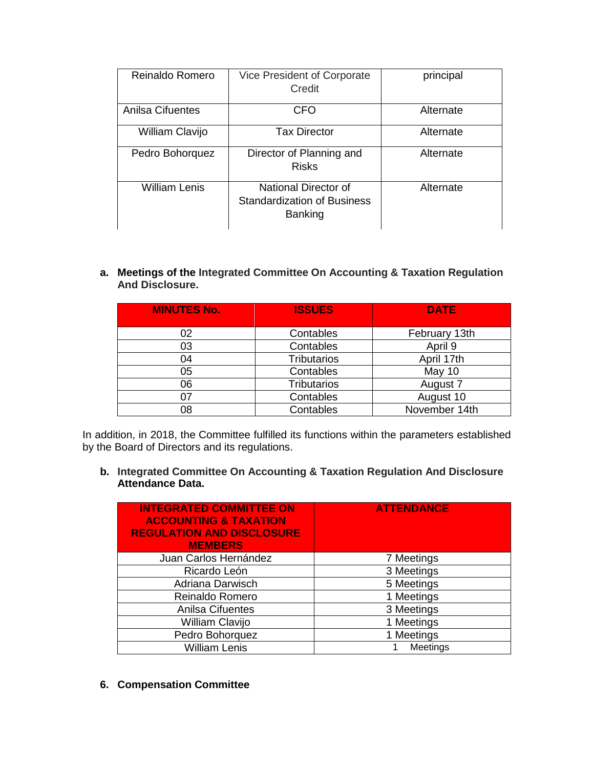| Reinaldo Romero | Vice President of Corporate Credit | principal |
|---|---|---|
| Anilsa Cifuentes | CFO | Alternate |
| William Clavijo | Tax Director | Alternate |
| Pedro Bohorquez | Director of Planning and Risks | Alternate |
| William Lenis | National Director of Standardization of Business Banking | Alternate |

**a. Meetings of the Integrated Committee On Accounting & Taxation Regulation And Disclosure.**

| MINUTES No. | ISSUES | DATE |
|---|---|---|
| 02 | Contables | February 13th |
| 03 | Contables | April 9 |
| 04 | Tributarios | April 17th |
| 05 | Contables | May 10 |
| 06 | Tributarios | August 7 |
| 07 | Contables | August 10 |
| 08 | Contables | November 14th |

In addition, in 2018, the Committee fulfilled its functions within the parameters established by the Board of Directors and its regulations.

**b. Integrated Committee On Accounting & Taxation Regulation And Disclosure Attendance Data.**

| INTEGRATED COMMITTEE ON ACCOUNTING & TAXATION REGULATION AND DISCLOSURE MEMBERS | ATTENDANCE |
|---|---|
| Juan Carlos Hernández | 7 Meetings |
| Ricardo León | 3 Meetings |
| Adriana Darwisch | 5 Meetings |
| Reinaldo Romero | 1 Meetings |
| Anilsa Cifuentes | 3 Meetings |
| William Clavijo | 1 Meetings |
| Pedro Bohorquez | 1 Meetings |
| William Lenis | 1 Meetings |

**6. Compensation Committee**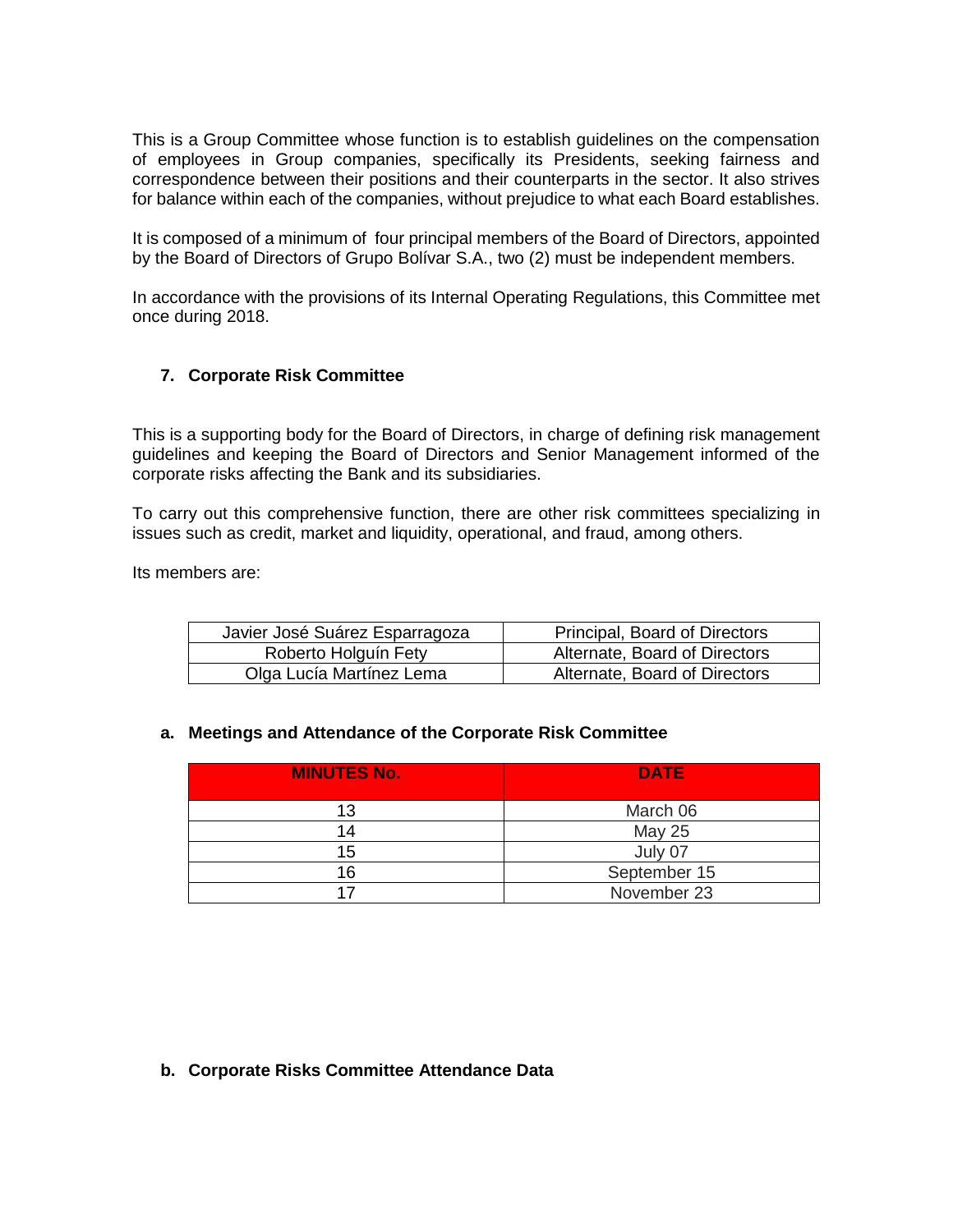This is a Group Committee whose function is to establish guidelines on the compensation of employees in Group companies, specifically its Presidents, seeking fairness and correspondence between their positions and their counterparts in the sector. It also strives for balance within each of the companies, without prejudice to what each Board establishes.

It is composed of a minimum of four principal members of the Board of Directors, appointed by the Board of Directors of Grupo Bolívar S.A., two (2) must be independent members.

In accordance with the provisions of its Internal Operating Regulations, this Committee met once during 2018.

## 7. Corporate Risk Committee

This is a supporting body for the Board of Directors, in charge of defining risk management guidelines and keeping the Board of Directors and Senior Management informed of the corporate risks affecting the Bank and its subsidiaries.

To carry out this comprehensive function, there are other risk committees specializing in issues such as credit, market and liquidity, operational, and fraud, among others.

Its members are:

| | |
|---|---|
| Javier José Suárez Esparragoza | Principal, Board of Directors |
| Roberto Holguín Fety | Alternate, Board of Directors |
| Olga Lucía Martínez Lema | Alternate, Board of Directors |

### a. Meetings and Attendance of the Corporate Risk Committee

| MINUTES No. | DATE |
|---|---|
| 13 | March 06 |
| 14 | May 25 |
| 15 | July 07 |
| 16 | September 15 |
| 17 | November 23 |

### b. Corporate Risks Committee Attendance Data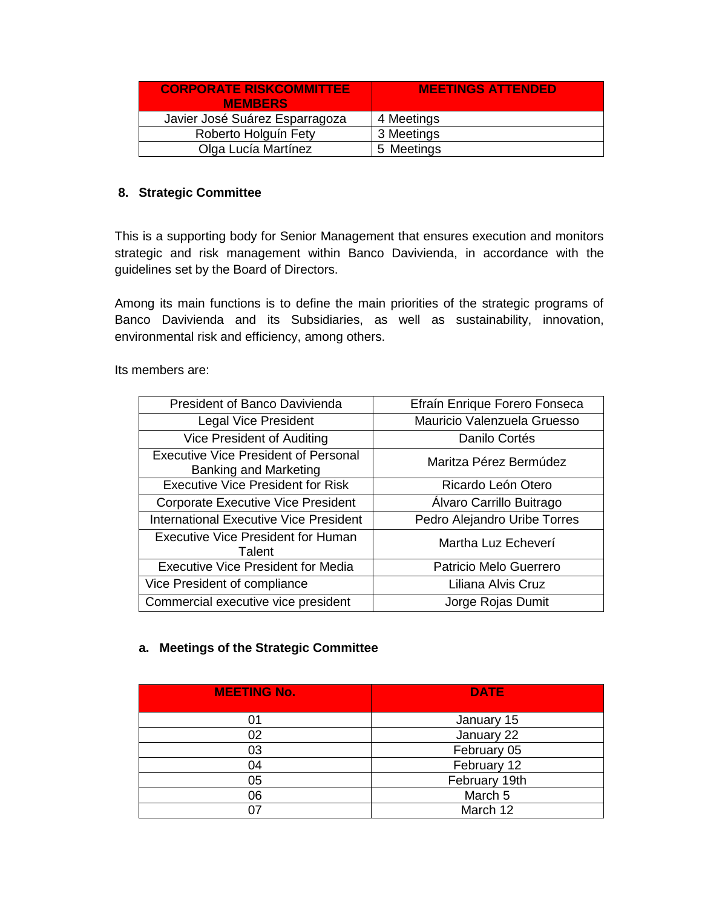| CORPORATE RISKCOMMITTEE MEMBERS | MEETINGS ATTENDED |
|---|---|
| Javier José Suárez Esparragoza | 4 Meetings |
| Roberto Holguín Fety | 3 Meetings |
| Olga Lucía Martínez | 5 Meetings |

## 8. Strategic Committee

This is a supporting body for Senior Management that ensures execution and monitors strategic and risk management within Banco Davivienda, in accordance with the guidelines set by the Board of Directors.

Among its main functions is to define the main priorities of the strategic programs of Banco Davivienda and its Subsidiaries, as well as sustainability, innovation, environmental risk and efficiency, among others.

Its members are:

| | |
|---|---|
| President of Banco Davivienda | Efraín Enrique Forero Fonseca |
| Legal Vice President | Mauricio Valenzuela Gruesso |
| Vice President of Auditing | Danilo Cortés |
| Executive Vice President of Personal Banking and Marketing | Maritza Pérez Bermúdez |
| Executive Vice President for Risk | Ricardo León Otero |
| Corporate Executive Vice President | Álvaro Carrillo Buitrago |
| International Executive Vice President | Pedro Alejandro Uribe Torres |
| Executive Vice President for Human Talent | Martha Luz Echeverí |
| Executive Vice President for Media | Patricio Melo Guerrero |
| Vice President of compliance | Liliana Alvis Cruz |
| Commercial executive vice president | Jorge Rojas Dumit |

### a. Meetings of the Strategic Committee

| MEETING No. | DATE |
|---|---|
| 01 | January 15 |
| 02 | January 22 |
| 03 | February 05 |
| 04 | February 12 |
| 05 | February 19th |
| 06 | March 5 |
| 07 | March 12 |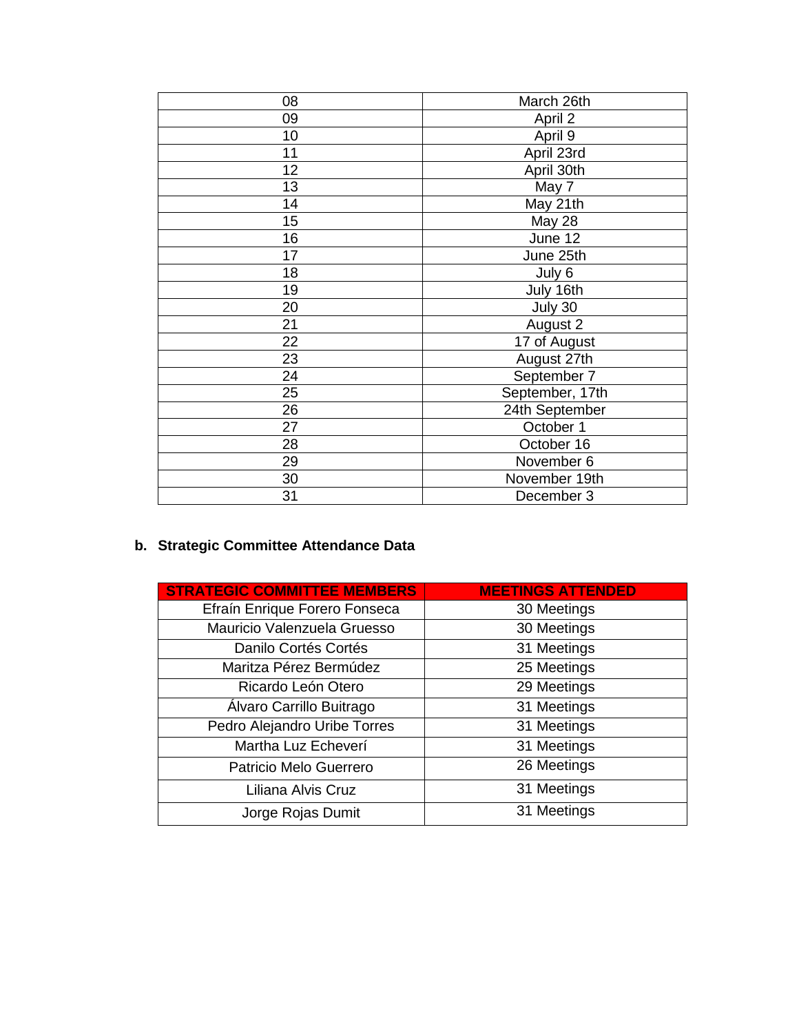| 08 | March 26th |
|---|---|
| 09 | April 2 |
| 10 | April 9 |
| 11 | April 23rd |
| 12 | April 30th |
| 13 | May 7 |
| 14 | May 21th |
| 15 | May 28 |
| 16 | June 12 |
| 17 | June 25th |
| 18 | July 6 |
| 19 | July 16th |
| 20 | July 30 |
| 21 | August 2 |
| 22 | 17 of August |
| 23 | August 27th |
| 24 | September 7 |
| 25 | September, 17th |
| 26 | 24th September |
| 27 | October 1 |
| 28 | October 16 |
| 29 | November 6 |
| 30 | November 19th |
| 31 | December 3 |

**b. Strategic Committee Attendance Data**

| STRATEGIC COMMITTEE MEMBERS | MEETINGS ATTENDED |
|---|---|
| Efraín Enrique Forero Fonseca | 30 Meetings |
| Mauricio Valenzuela Gruesso | 30 Meetings |
| Danilo Cortés Cortés | 31 Meetings |
| Maritza Pérez Bermúdez | 25 Meetings |
| Ricardo León Otero | 29 Meetings |
| Álvaro Carrillo Buitrago | 31 Meetings |
| Pedro Alejandro Uribe Torres | 31 Meetings |
| Martha Luz Echeverí | 31 Meetings |
| Patricio Melo Guerrero | 26 Meetings |
| Liliana Alvis Cruz | 31 Meetings |
| Jorge Rojas Dumit | 31 Meetings |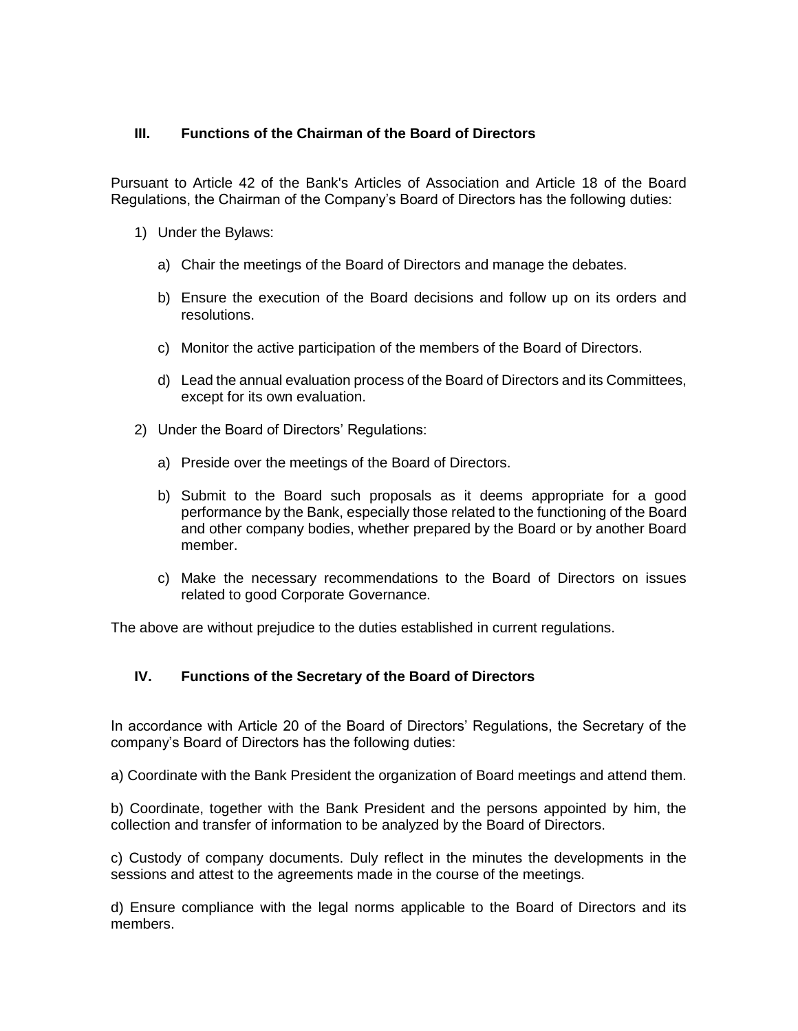## III. Functions of the Chairman of the Board of Directors

Pursuant to Article 42 of the Bank's Articles of Association and Article 18 of the Board Regulations, the Chairman of the Company's Board of Directors has the following duties:

1) Under the Bylaws:

   a) Chair the meetings of the Board of Directors and manage the debates.

   b) Ensure the execution of the Board decisions and follow up on its orders and resolutions.

   c) Monitor the active participation of the members of the Board of Directors.

   d) Lead the annual evaluation process of the Board of Directors and its Committees, except for its own evaluation.

2) Under the Board of Directors' Regulations:

   a) Preside over the meetings of the Board of Directors.

   b) Submit to the Board such proposals as it deems appropriate for a good performance by the Bank, especially those related to the functioning of the Board and other company bodies, whether prepared by the Board or by another Board member.

   c) Make the necessary recommendations to the Board of Directors on issues related to good Corporate Governance.

The above are without prejudice to the duties established in current regulations.

## IV. Functions of the Secretary of the Board of Directors

In accordance with Article 20 of the Board of Directors' Regulations, the Secretary of the company's Board of Directors has the following duties:

a) Coordinate with the Bank President the organization of Board meetings and attend them.

b) Coordinate, together with the Bank President and the persons appointed by him, the collection and transfer of information to be analyzed by the Board of Directors.

c) Custody of company documents. Duly reflect in the minutes the developments in the sessions and attest to the agreements made in the course of the meetings.

d) Ensure compliance with the legal norms applicable to the Board of Directors and its members.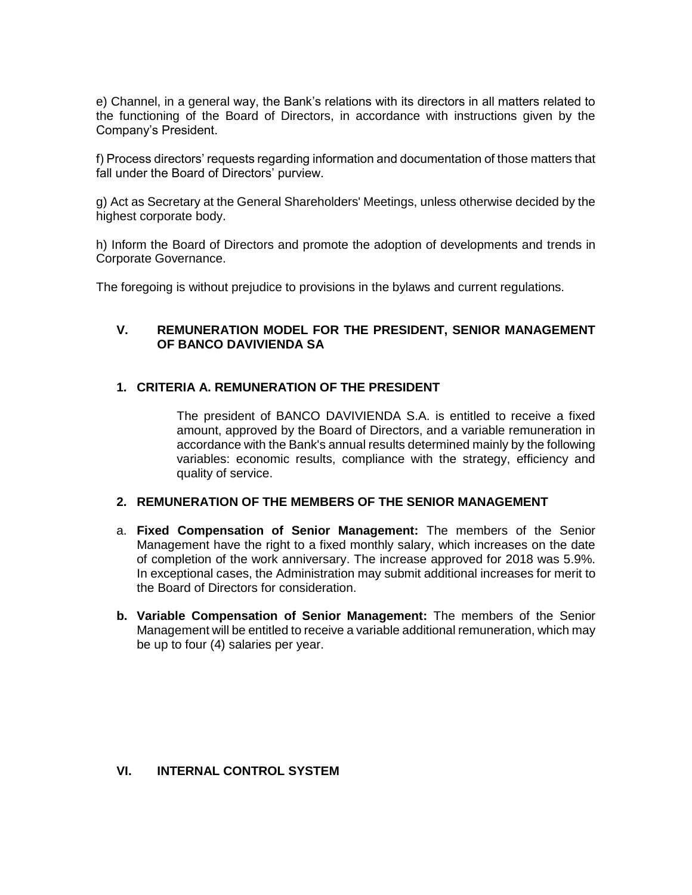e) Channel, in a general way, the Bank's relations with its directors in all matters related to the functioning of the Board of Directors, in accordance with instructions given by the Company's President.

f) Process directors' requests regarding information and documentation of those matters that fall under the Board of Directors' purview.

g) Act as Secretary at the General Shareholders' Meetings, unless otherwise decided by the highest corporate body.

h) Inform the Board of Directors and promote the adoption of developments and trends in Corporate Governance.

The foregoing is without prejudice to provisions in the bylaws and current regulations.

## V. REMUNERATION MODEL FOR THE PRESIDENT, SENIOR MANAGEMENT OF BANCO DAVIVIENDA SA

### 1. CRITERIA A. REMUNERATION OF THE PRESIDENT

The president of BANCO DAVIVIENDA S.A. is entitled to receive a fixed amount, approved by the Board of Directors, and a variable remuneration in accordance with the Bank's annual results determined mainly by the following variables: economic results, compliance with the strategy, efficiency and quality of service.

### 2. REMUNERATION OF THE MEMBERS OF THE SENIOR MANAGEMENT

a. **Fixed Compensation of Senior Management:** The members of the Senior Management have the right to a fixed monthly salary, which increases on the date of completion of the work anniversary. The increase approved for 2018 was 5.9%. In exceptional cases, the Administration may submit additional increases for merit to the Board of Directors for consideration.

**b. Variable Compensation of Senior Management:** The members of the Senior Management will be entitled to receive a variable additional remuneration, which may be up to four (4) salaries per year.

## VI. INTERNAL CONTROL SYSTEM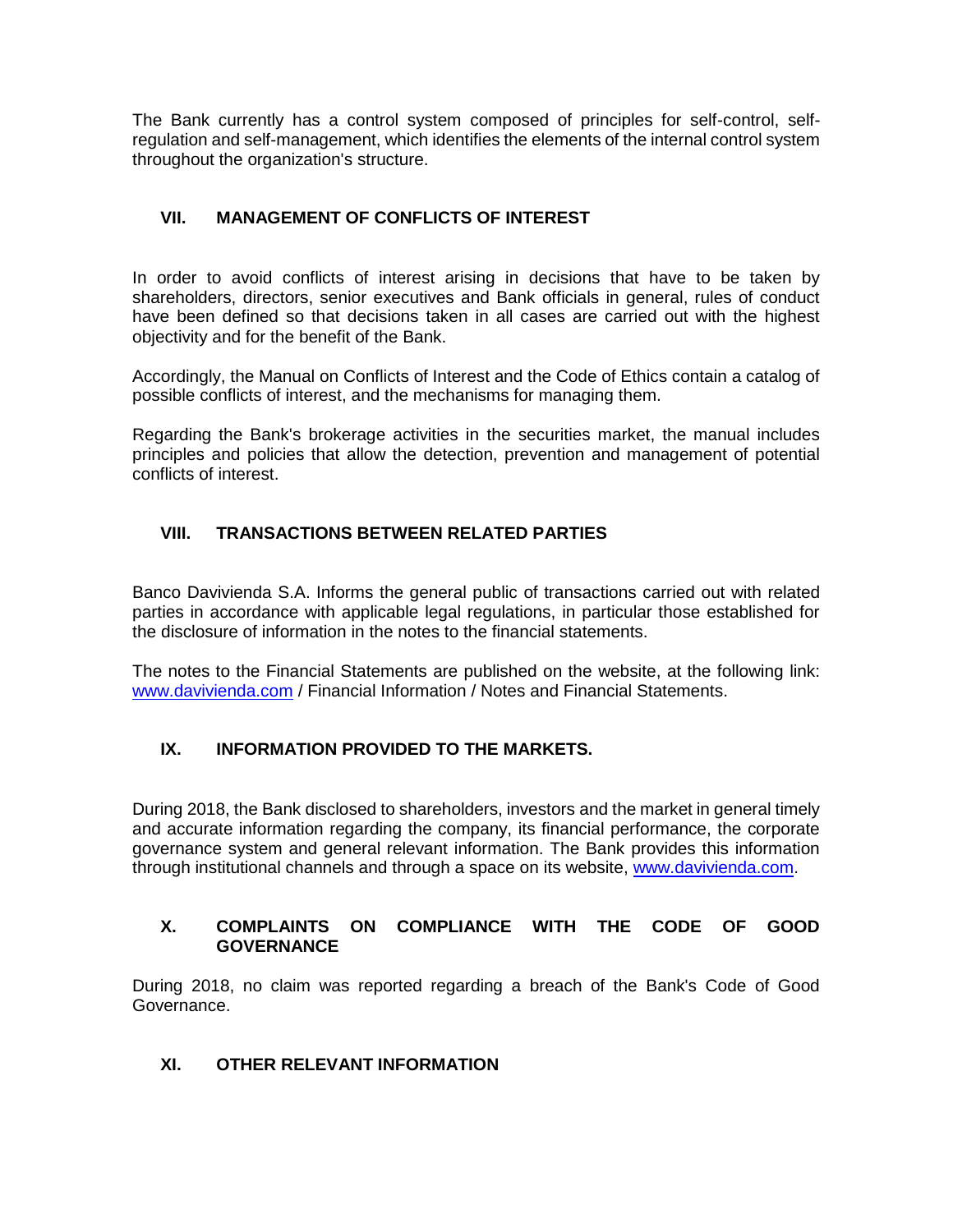The Bank currently has a control system composed of principles for self-control, self-regulation and self-management, which identifies the elements of the internal control system throughout the organization's structure.

## VII. MANAGEMENT OF CONFLICTS OF INTEREST

In order to avoid conflicts of interest arising in decisions that have to be taken by shareholders, directors, senior executives and Bank officials in general, rules of conduct have been defined so that decisions taken in all cases are carried out with the highest objectivity and for the benefit of the Bank.

Accordingly, the Manual on Conflicts of Interest and the Code of Ethics contain a catalog of possible conflicts of interest, and the mechanisms for managing them.

Regarding the Bank's brokerage activities in the securities market, the manual includes principles and policies that allow the detection, prevention and management of potential conflicts of interest.

## VIII. TRANSACTIONS BETWEEN RELATED PARTIES

Banco Davivienda S.A. Informs the general public of transactions carried out with related parties in accordance with applicable legal regulations, in particular those established for the disclosure of information in the notes to the financial statements.

The notes to the Financial Statements are published on the website, at the following link: www.davivienda.com / Financial Information / Notes and Financial Statements.

## IX. INFORMATION PROVIDED TO THE MARKETS.

During 2018, the Bank disclosed to shareholders, investors and the market in general timely and accurate information regarding the company, its financial performance, the corporate governance system and general relevant information. The Bank provides this information through institutional channels and through a space on its website, www.davivienda.com.

## X. COMPLAINTS ON COMPLIANCE WITH THE CODE OF GOOD GOVERNANCE

During 2018, no claim was reported regarding a breach of the Bank's Code of Good Governance.

## XI. OTHER RELEVANT INFORMATION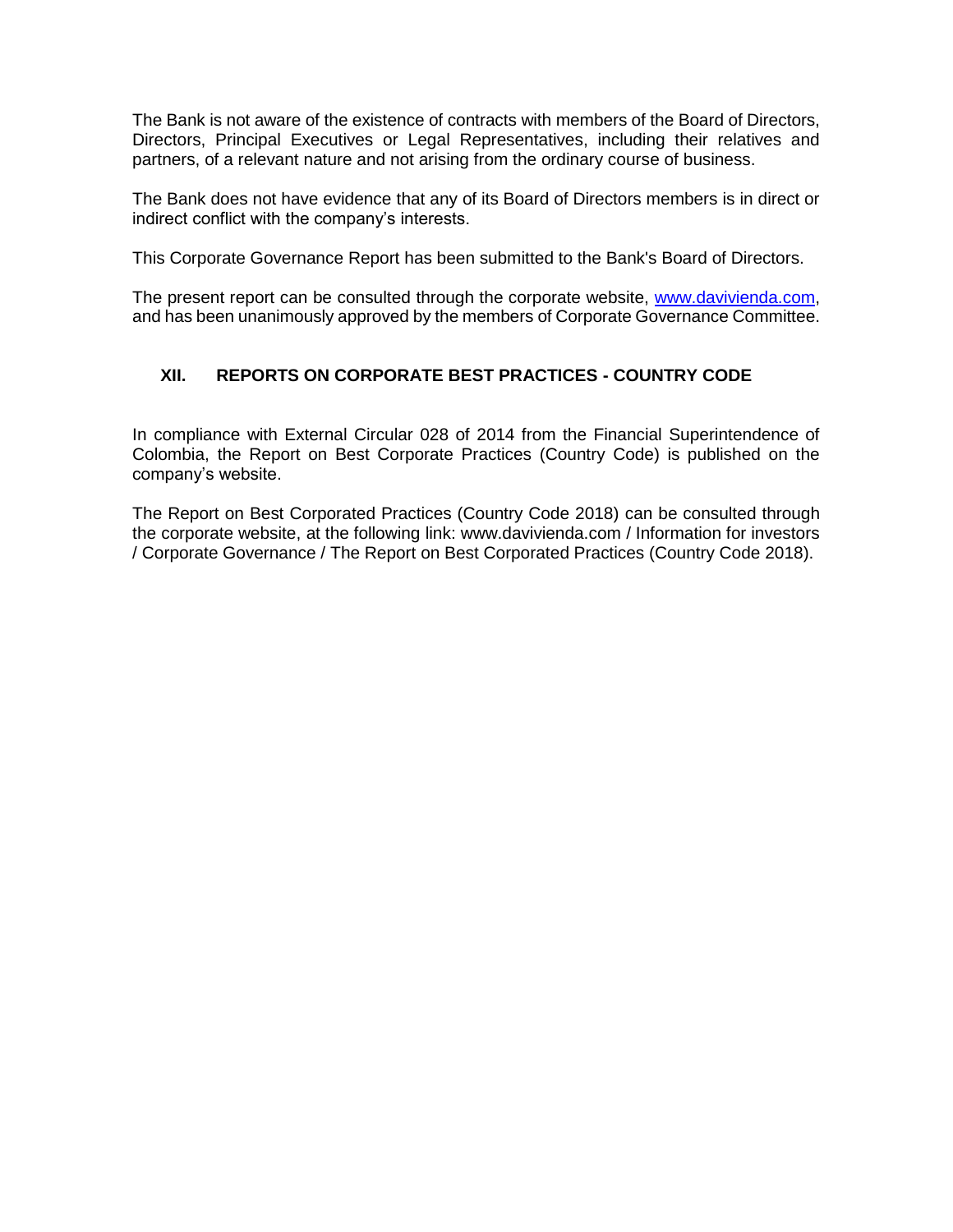The Bank is not aware of the existence of contracts with members of the Board of Directors, Directors, Principal Executives or Legal Representatives, including their relatives and partners, of a relevant nature and not arising from the ordinary course of business.

The Bank does not have evidence that any of its Board of Directors members is in direct or indirect conflict with the company's interests.

This Corporate Governance Report has been submitted to the Bank's Board of Directors.

The present report can be consulted through the corporate website, [www.davivienda.com](http://www.davivienda.com), and has been unanimously approved by the members of Corporate Governance Committee.

## XII. REPORTS ON CORPORATE BEST PRACTICES - COUNTRY CODE

In compliance with External Circular 028 of 2014 from the Financial Superintendence of Colombia, the Report on Best Corporate Practices (Country Code) is published on the company's website.

The Report on Best Corporated Practices (Country Code 2018) can be consulted through the corporate website, at the following link: www.davivienda.com / Information for investors / Corporate Governance / The Report on Best Corporated Practices (Country Code 2018).